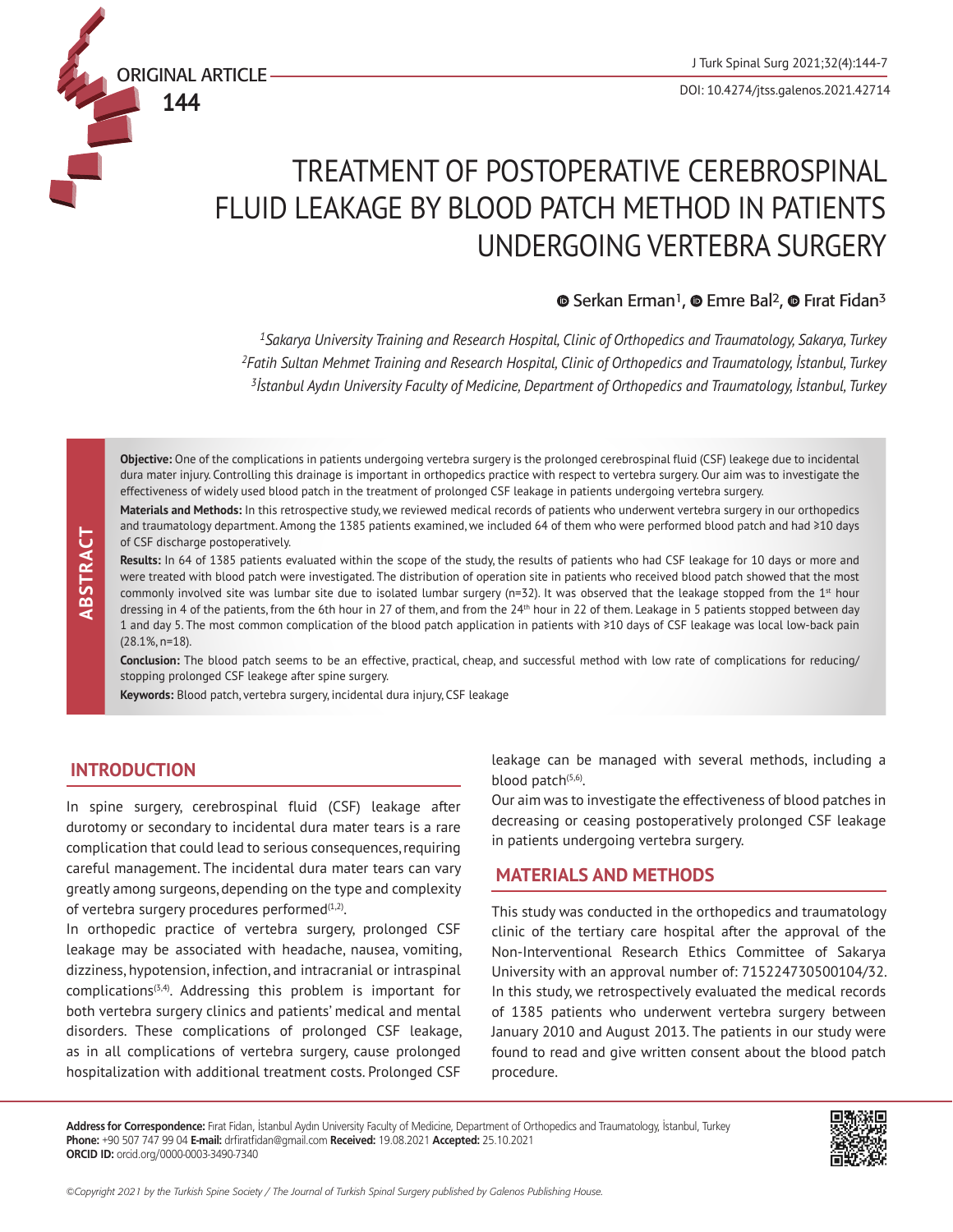ORIGINAL ARTICLE

# TREATMENT OF POSTOPERATIVE CEREBROSPINAL FLUID LEAKAGE BY BLOOD PATCH METHOD IN PATIENTS UNDERGOING VERTEBRA SURGERY

Serkan Erman[1], Emre Bal[2], Fırat Fidan[3]

[1]*Sakarya University Training and Research Hospital, Clinic of Orthopedics and Traumatology, Sakarya, Turkey*
[2]*Fatih Sultan Mehmet Training and Research Hospital, Clinic of Orthopedics and Traumatology, İstanbul, Turkey*
[3]*İstanbul Aydın University Faculty of Medicine, Department of Orthopedics and Traumatology, İstanbul, Turkey*

## ABSTRACT

**Objective:** One of the complications in patients undergoing vertebra surgery is the prolonged cerebrospinal fluid (CSF) leakege due to incidental dura mater injury. Controlling this drainage is important in orthopedics practice with respect to vertebra surgery. Our aim was to investigate the effectiveness of widely used blood patch in the treatment of prolonged CSF leakage in patients undergoing vertebra surgery.

**Materials and Methods:** In this retrospective study, we reviewed medical records of patients who underwent vertebra surgery in our orthopedics and traumatology department. Among the 1385 patients examined, we included 64 of them who were performed blood patch and had ≥10 days of CSF discharge postoperatively.

**Results:** In 64 of 1385 patients evaluated within the scope of the study, the results of patients who had CSF leakage for 10 days or more and were treated with blood patch were investigated. The distribution of operation site in patients who received blood patch showed that the most commonly involved site was lumbar site due to isolated lumbar surgery (n=32). It was observed that the leakage stopped from the 1st hour dressing in 4 of the patients, from the 6th hour in 27 of them, and from the 24th hour in 22 of them. Leakage in 5 patients stopped between day 1 and day 5. The most common complication of the blood patch application in patients with ≥10 days of CSF leakage was local low-back pain (28.1%, n=18).

**Conclusion:** The blood patch seems to be an effective, practical, cheap, and successful method with low rate of complications for reducing/stopping prolonged CSF leakege after spine surgery.

**Keywords:** Blood patch, vertebra surgery, incidental dura injury, CSF leakage

## INTRODUCTION

In spine surgery, cerebrospinal fluid (CSF) leakage after durotomy or secondary to incidental dura mater tears is a rare complication that could lead to serious consequences, requiring careful management. The incidental dura mater tears can vary greatly among surgeons, depending on the type and complexity of vertebra surgery procedures performed[1,2].

In orthopedic practice of vertebra surgery, prolonged CSF leakage may be associated with headache, nausea, vomiting, dizziness, hypotension, infection, and intracranial or intraspinal complications[3,4]. Addressing this problem is important for both vertebra surgery clinics and patients' medical and mental disorders. These complications of prolonged CSF leakage, as in all complications of vertebra surgery, cause prolonged hospitalization with additional treatment costs. Prolonged CSF leakage can be managed with several methods, including a blood patch[5,6].

Our aim was to investigate the effectiveness of blood patches in decreasing or ceasing postoperatively prolonged CSF leakage in patients undergoing vertebra surgery.

## MATERIALS AND METHODS

This study was conducted in the orthopedics and traumatology clinic of the tertiary care hospital after the approval of the Non-Interventional Research Ethics Committee of Sakarya University with an approval number of: 715224730500104/32. In this study, we retrospectively evaluated the medical records of 1385 patients who underwent vertebra surgery between January 2010 and August 2013. The patients in our study were found to read and give written consent about the blood patch procedure.

**Address for Correspondence:** Fırat Fidan, İstanbul Aydın University Faculty of Medicine, Department of Orthopedics and Traumatology, İstanbul, Turkey
**Phone:** +90 507 747 99 04 **E-mail:** drfiratfidan@gmail.com **Received:** 19.08.2021 **Accepted:** 25.10.2021
**ORCID ID:** orcid.org/0000-0003-3490-7340

*©Copyright 2021 by the Turkish Spine Society / The Journal of Turkish Spinal Surgery published by Galenos Publishing House.*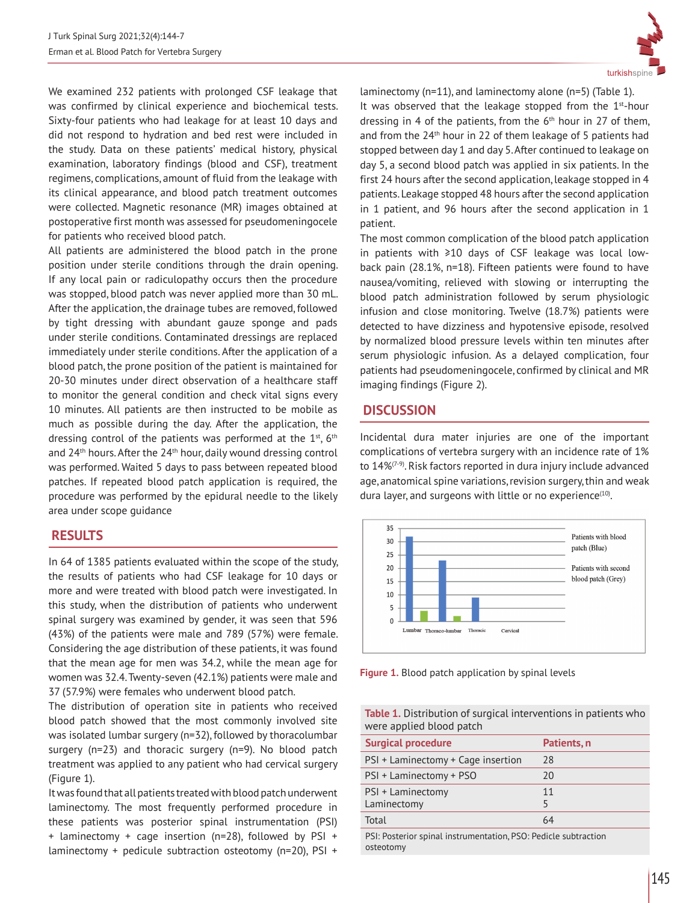We examined 232 patients with prolonged CSF leakage that was confirmed by clinical experience and biochemical tests. Sixty-four patients who had leakage for at least 10 days and did not respond to hydration and bed rest were included in the study. Data on these patients' medical history, physical examination, laboratory findings (blood and CSF), treatment regimens, complications, amount of fluid from the leakage with its clinical appearance, and blood patch treatment outcomes were collected. Magnetic resonance (MR) images obtained at postoperative first month was assessed for pseudomeningocele for patients who received blood patch.

All patients are administered the blood patch in the prone position under sterile conditions through the drain opening. If any local pain or radiculopathy occurs then the procedure was stopped, blood patch was never applied more than 30 mL. After the application, the drainage tubes are removed, followed by tight dressing with abundant gauze sponge and pads under sterile conditions. Contaminated dressings are replaced immediately under sterile conditions. After the application of a blood patch, the prone position of the patient is maintained for 20-30 minutes under direct observation of a healthcare staff to monitor the general condition and check vital signs every 10 minutes. All patients are then instructed to be mobile as much as possible during the day. After the application, the dressing control of the patients was performed at the 1st, 6th and 24th hours. After the 24th hour, daily wound dressing control was performed. Waited 5 days to pass between repeated blood patches. If repeated blood patch application is required, the procedure was performed by the epidural needle to the likely area under scope guidance

## RESULTS

In 64 of 1385 patients evaluated within the scope of the study, the results of patients who had CSF leakage for 10 days or more and were treated with blood patch were investigated. In this study, when the distribution of patients who underwent spinal surgery was examined by gender, it was seen that 596 (43%) of the patients were male and 789 (57%) were female. Considering the age distribution of these patients, it was found that the mean age for men was 34.2, while the mean age for women was 32.4. Twenty-seven (42.1%) patients were male and 37 (57.9%) were females who underwent blood patch.

The distribution of operation site in patients who received blood patch showed that the most commonly involved site was isolated lumbar surgery (n=32), followed by thoracolumbar surgery (n=23) and thoracic surgery (n=9). No blood patch treatment was applied to any patient who had cervical surgery (Figure 1).

It was found that all patients treated with blood patch underwent laminectomy. The most frequently performed procedure in these patients was posterior spinal instrumentation (PSI) + laminectomy + cage insertion (n=28), followed by PSI + laminectomy + pedicule subtraction osteotomy (n=20), PSI + laminectomy (n=11), and laminectomy alone (n=5) (Table 1).

It was observed that the leakage stopped from the 1st-hour dressing in 4 of the patients, from the 6th hour in 27 of them, and from the 24th hour in 22 of them leakage of 5 patients had stopped between day 1 and day 5. After continued to leakage on day 5, a second blood patch was applied in six patients. In the first 24 hours after the second application, leakage stopped in 4 patients. Leakage stopped 48 hours after the second application in 1 patient, and 96 hours after the second application in 1 patient.

The most common complication of the blood patch application in patients with ≥10 days of CSF leakage was local low-back pain (28.1%, n=18). Fifteen patients were found to have nausea/vomiting, relieved with slowing or interrupting the blood patch administration followed by serum physiologic infusion and close monitoring. Twelve (18.7%) patients were detected to have dizziness and hypotensive episode, resolved by normalized blood pressure levels within ten minutes after serum physiologic infusion. As a delayed complication, four patients had pseudomeningocele, confirmed by clinical and MR imaging findings (Figure 2).

## DISCUSSION

Incidental dura mater injuries are one of the important complications of vertebra surgery with an incidence rate of 1% to 14%[7-9]. Risk factors reported in dura injury include advanced age, anatomical spine variations, revision surgery, thin and weak dura layer, and surgeons with little or no experience[10].

**Figure 1.** Blood patch application by spinal levels

| Table 1. Distribution of surgical interventions in patients who were applied blood patch | |
|---|---|
| **Surgical procedure** | **Patients, n** |
| PSI + Laminectomy + Cage insertion | 28 |
| PSI + Laminectomy + PSO | 20 |
| PSI + Laminectomy | 11 |
| Laminectomy | 5 |
| Total | 64 |

PSI: Posterior spinal instrumentation, PSO: Pedicle subtraction osteotomy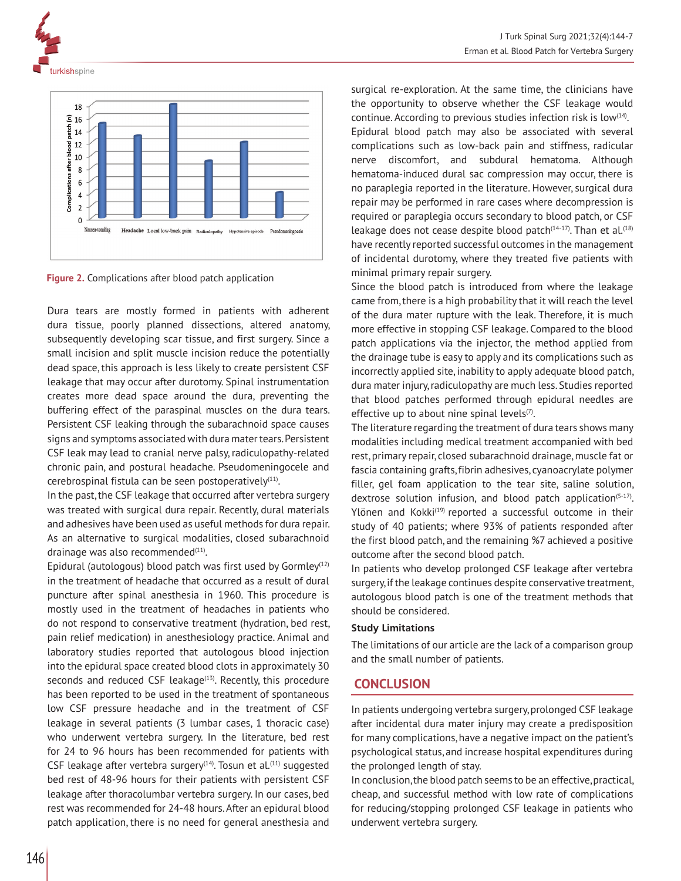Figure 2. Complications after blood patch application

Dura tears are mostly formed in patients with adherent dura tissue, poorly planned dissections, altered anatomy, subsequently developing scar tissue, and first surgery. Since a small incision and split muscle incision reduce the potentially dead space, this approach is less likely to create persistent CSF leakage that may occur after durotomy. Spinal instrumentation creates more dead space around the dura, preventing the buffering effect of the paraspinal muscles on the dura tears. Persistent CSF leaking through the subarachnoid space causes signs and symptoms associated with dura mater tears. Persistent CSF leak may lead to cranial nerve palsy, radiculopathy-related chronic pain, and postural headache. Pseudomeningocele and cerebrospinal fistula can be seen postoperatively[11].

In the past, the CSF leakage that occurred after vertebra surgery was treated with surgical dura repair. Recently, dural materials and adhesives have been used as useful methods for dura repair. As an alternative to surgical modalities, closed subarachnoid drainage was also recommended[11].

Epidural (autologous) blood patch was first used by Gormley[12] in the treatment of headache that occurred as a result of dural puncture after spinal anesthesia in 1960. This procedure is mostly used in the treatment of headaches in patients who do not respond to conservative treatment (hydration, bed rest, pain relief medication) in anesthesiology practice. Animal and laboratory studies reported that autologous blood injection into the epidural space created blood clots in approximately 30 seconds and reduced CSF leakage[13]. Recently, this procedure has been reported to be used in the treatment of spontaneous low CSF pressure headache and in the treatment of CSF leakage in several patients (3 lumbar cases, 1 thoracic case) who underwent vertebra surgery. In the literature, bed rest for 24 to 96 hours has been recommended for patients with CSF leakage after vertebra surgery[14]. Tosun et al.[11] suggested bed rest of 48-96 hours for their patients with persistent CSF leakage after thoracolumbar vertebra surgery. In our cases, bed rest was recommended for 24-48 hours. After an epidural blood patch application, there is no need for general anesthesia and surgical re-exploration. At the same time, the clinicians have the opportunity to observe whether the CSF leakage would continue. According to previous studies infection risk is low[14].

Epidural blood patch may also be associated with several complications such as low-back pain and stiffness, radicular nerve discomfort, and subdural hematoma. Although hematoma-induced dural sac compression may occur, there is no paraplegia reported in the literature. However, surgical dura repair may be performed in rare cases where decompression is required or paraplegia occurs secondary to blood patch, or CSF leakage does not cease despite blood patch[14-17]. Than et al.[18] have recently reported successful outcomes in the management of incidental durotomy, where they treated five patients with minimal primary repair surgery.

Since the blood patch is introduced from where the leakage came from, there is a high probability that it will reach the level of the dura mater rupture with the leak. Therefore, it is much more effective in stopping CSF leakage. Compared to the blood patch applications via the injector, the method applied from the drainage tube is easy to apply and its complications such as incorrectly applied site, inability to apply adequate blood patch, dura mater injury, radiculopathy are much less. Studies reported that blood patches performed through epidural needles are effective up to about nine spinal levels[7].

The literature regarding the treatment of dura tears shows many modalities including medical treatment accompanied with bed rest, primary repair, closed subarachnoid drainage, muscle fat or fascia containing grafts, fibrin adhesives, cyanoacrylate polymer filler, gel foam application to the tear site, saline solution, dextrose solution infusion, and blood patch application[5-17]. Ylönen and Kokki[19] reported a successful outcome in their study of 40 patients; where 93% of patients responded after the first blood patch, and the remaining %7 achieved a positive outcome after the second blood patch.

In patients who develop prolonged CSF leakage after vertebra surgery, if the leakage continues despite conservative treatment, autologous blood patch is one of the treatment methods that should be considered.

### Study Limitations

The limitations of our article are the lack of a comparison group and the small number of patients.

## CONCLUSION

In patients undergoing vertebra surgery, prolonged CSF leakage after incidental dura mater injury may create a predisposition for many complications, have a negative impact on the patient's psychological status, and increase hospital expenditures during the prolonged length of stay.

In conclusion, the blood patch seems to be an effective, practical, cheap, and successful method with low rate of complications for reducing/stopping prolonged CSF leakage in patients who underwent vertebra surgery.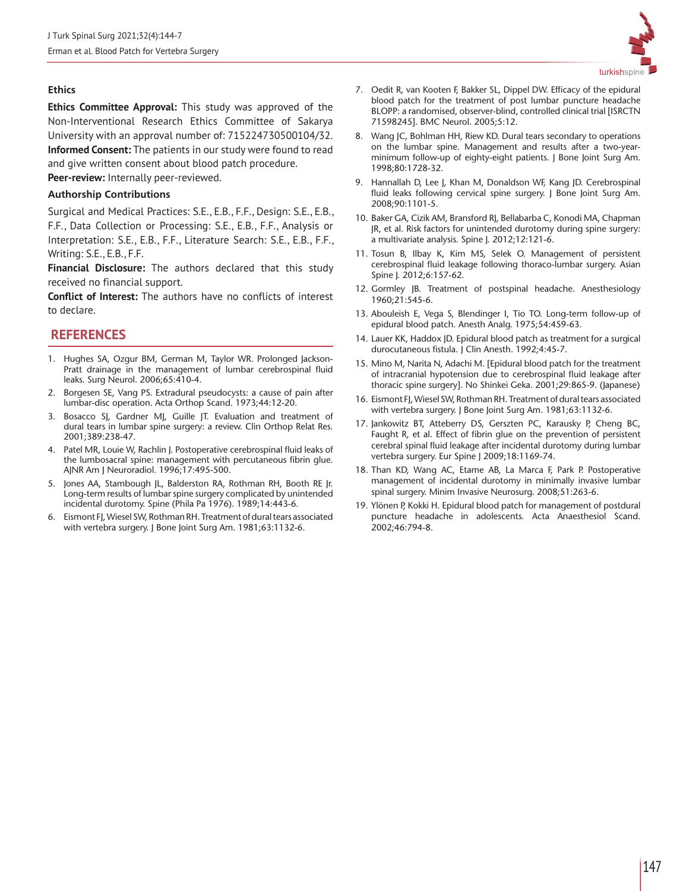### Ethics

**Ethics Committee Approval:** This study was approved of the Non-Interventional Research Ethics Committee of Sakarya University with an approval number of: 715224730500104/32.

**Informed Consent:** The patients in our study were found to read and give written consent about blood patch procedure.

**Peer-review:** Internally peer-reviewed.

### Authorship Contributions

Surgical and Medical Practices: S.E., E.B., F.F., Design: S.E., E.B., F.F., Data Collection or Processing: S.E., E.B., F.F., Analysis or Interpretation: S.E., E.B., F.F., Literature Search: S.E., E.B., F.F., Writing: S.E., E.B., F.F.

**Financial Disclosure:** The authors declared that this study received no financial support.

**Conflict of Interest:** The authors have no conflicts of interest to declare.

## REFERENCES

1. Hughes SA, Ozgur BM, German M, Taylor WR. Prolonged Jackson-Pratt drainage in the management of lumbar cerebrospinal fluid leaks. Surg Neurol. 2006;65:410-4.
2. Borgesen SE, Vang PS. Extradural pseudocysts: a cause of pain after lumbar-disc operation. Acta Orthop Scand. 1973;44:12-20.
3. Bosacco SJ, Gardner MJ, Guille JT. Evaluation and treatment of dural tears in lumbar spine surgery: a review. Clin Orthop Relat Res. 2001;389:238-47.
4. Patel MR, Louie W, Rachlin J. Postoperative cerebrospinal fluid leaks of the lumbosacral spine: management with percutaneous fibrin glue. AJNR Am J Neuroradiol. 1996;17:495-500.
5. Jones AA, Stambough JL, Balderston RA, Rothman RH, Booth RE Jr. Long-term results of lumbar spine surgery complicated by unintended incidental durotomy. Spine (Phila Pa 1976). 1989;14:443-6.
6. Eismont FJ, Wiesel SW, Rothman RH. Treatment of dural tears associated with vertebra surgery. J Bone Joint Surg Am. 1981;63:1132-6.
7. Oedit R, van Kooten F, Bakker SL, Dippel DW. Efficacy of the epidural blood patch for the treatment of post lumbar puncture headache BLOPP: a randomised, observer-blind, controlled clinical trial [ISRCTN 71598245]. BMC Neurol. 2005;5:12.
8. Wang JC, Bohlman HH, Riew KD. Dural tears secondary to operations on the lumbar spine. Management and results after a two-year-minimum follow-up of eighty-eight patients. J Bone Joint Surg Am. 1998;80:1728-32.
9. Hannallah D, Lee J, Khan M, Donaldson WF, Kang JD. Cerebrospinal fluid leaks following cervical spine surgery. J Bone Joint Surg Am. 2008;90:1101-5.
10. Baker GA, Cizik AM, Bransford RJ, Bellabarba C, Konodi MA, Chapman JR, et al. Risk factors for unintended durotomy during spine surgery: a multivariate analysis. Spine J. 2012;12:121-6.
11. Tosun B, Ilbay K, Kim MS, Selek O. Management of persistent cerebrospinal fluid leakage following thoraco-lumbar surgery. Asian Spine J. 2012;6:157-62.
12. Gormley JB. Treatment of postspinal headache. Anesthesiology 1960;21:545-6.
13. Abouleish E, Vega S, Blendinger I, Tio TO. Long-term follow-up of epidural blood patch. Anesth Analg. 1975;54:459-63.
14. Lauer KK, Haddox JD. Epidural blood patch as treatment for a surgical durocutaneous fistula. J Clin Anesth. 1992;4:45-7.
15. Mino M, Narita N, Adachi M. [Epidural blood patch for the treatment of intracranial hypotension due to cerebrospinal fluid leakage after thoracic spine surgery]. No Shinkei Geka. 2001;29:865-9. (Japanese)
16. Eismont FJ, Wiesel SW, Rothman RH. Treatment of dural tears associated with vertebra surgery. J Bone Joint Surg Am. 1981;63:1132-6.
17. Jankowitz BT, Atteberry DS, Gerszten PC, Karausky P, Cheng BC, Faught R, et al. Effect of fibrin glue on the prevention of persistent cerebral spinal fluid leakage after incidental durotomy during lumbar vertebra surgery. Eur Spine J 2009;18:1169-74.
18. Than KD, Wang AC, Etame AB, La Marca F, Park P. Postoperative management of incidental durotomy in minimally invasive lumbar spinal surgery. Minim Invasive Neurosurg. 2008;51:263-6.
19. Ylönen P, Kokki H. Epidural blood patch for management of postdural puncture headache in adolescents. Acta Anaesthesiol Scand. 2002;46:794-8.